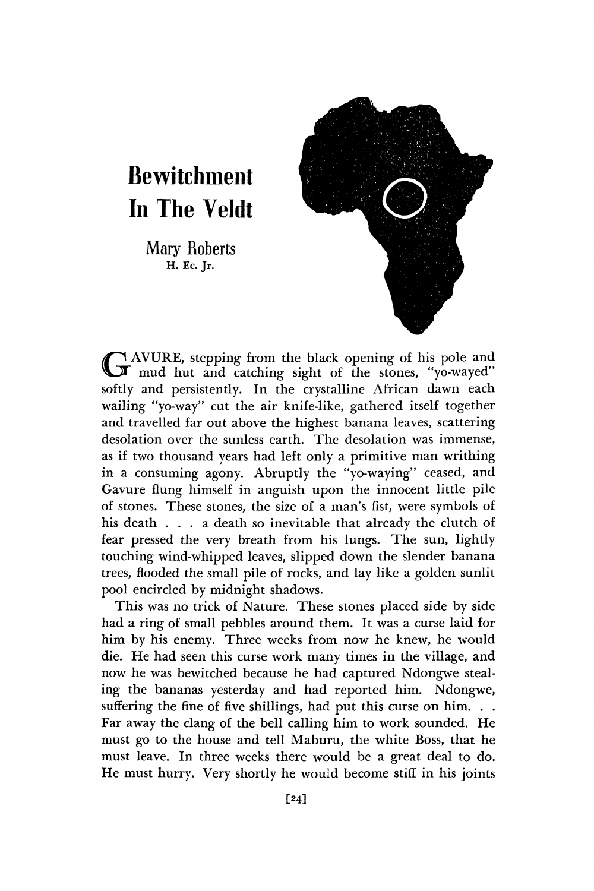# Bewitchment In The Veldt

Mary Roberts
H. Ec. Jr.

GAVURE, stepping from the black opening of his pole and mud hut and catching sight of the stones, "yo-wayed" softly and persistently. In the crystalline African dawn each wailing "yo-way" cut the air knife-like, gathered itself together and travelled far out above the highest banana leaves, scattering desolation over the sunless earth. The desolation was immense, as if two thousand years had left only a primitive man writhing in a consuming agony. Abruptly the "yo-waying" ceased, and Gavure flung himself in anguish upon the innocent little pile of stones. These stones, the size of a man's fist, were symbols of his death . . . a death so inevitable that already the clutch of fear pressed the very breath from his lungs. The sun, lightly touching wind-whipped leaves, slipped down the slender banana trees, flooded the small pile of rocks, and lay like a golden sunlit pool encircled by midnight shadows.

This was no trick of Nature. These stones placed side by side had a ring of small pebbles around them. It was a curse laid for him by his enemy. Three weeks from now he knew, he would die. He had seen this curse work many times in the village, and now he was bewitched because he had captured Ndongwe stealing the bananas yesterday and had reported him. Ndongwe, suffering the fine of five shillings, had put this curse on him. . . Far away the clang of the bell calling him to work sounded. He must go to the house and tell Maburu, the white Boss, that he must leave. In three weeks there would be a great deal to do. He must hurry. Very shortly he would become stiff in his joints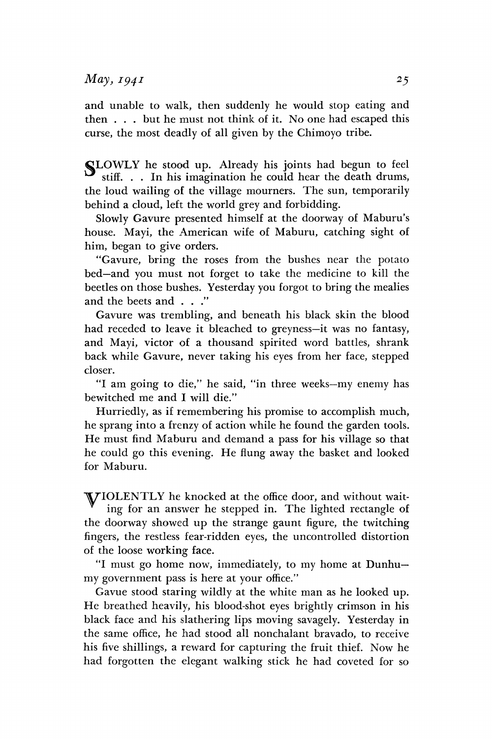and unable to walk, then suddenly he would stop eating and then . . . but he must not think of it. No one had escaped this curse, the most deadly of all given by the Chimoyo tribe.

SLOWLY he stood up. Already his joints had begun to feel stiff. . . In his imagination he could hear the death drums, the loud wailing of the village mourners. The sun, temporarily behind a cloud, left the world grey and forbidding.

Slowly Gavure presented himself at the doorway of Maburu's house. Mayi, the American wife of Maburu, catching sight of him, began to give orders.

"Gavure, bring the roses from the bushes near the potato bed–and you must not forget to take the medicine to kill the beetles on those bushes. Yesterday you forgot to bring the mealies and the beets and . . ."

Gavure was trembling, and beneath his black skin the blood had receded to leave it bleached to greyness–it was no fantasy, and Mayi, victor of a thousand spirited word battles, shrank back while Gavure, never taking his eyes from her face, stepped closer.

"I am going to die," he said, "in three weeks–my enemy has bewitched me and I will die."

Hurriedly, as if remembering his promise to accomplish much, he sprang into a frenzy of action while he found the garden tools. He must find Maburu and demand a pass for his village so that he could go this evening. He flung away the basket and looked for Maburu.

VIOLENTLY he knocked at the office door, and without waiting for an answer he stepped in. The lighted rectangle of the doorway showed up the strange gaunt figure, the twitching fingers, the restless fear-ridden eyes, the uncontrolled distortion of the loose working face.

"I must go home now, immediately, to my home at Dunhu–my government pass is here at your office."

Gavue stood staring wildly at the white man as he looked up. He breathed heavily, his blood-shot eyes brightly crimson in his black face and his slathering lips moving savagely. Yesterday in the same office, he had stood all nonchalant bravado, to receive his five shillings, a reward for capturing the fruit thief. Now he had forgotten the elegant walking stick he had coveted for so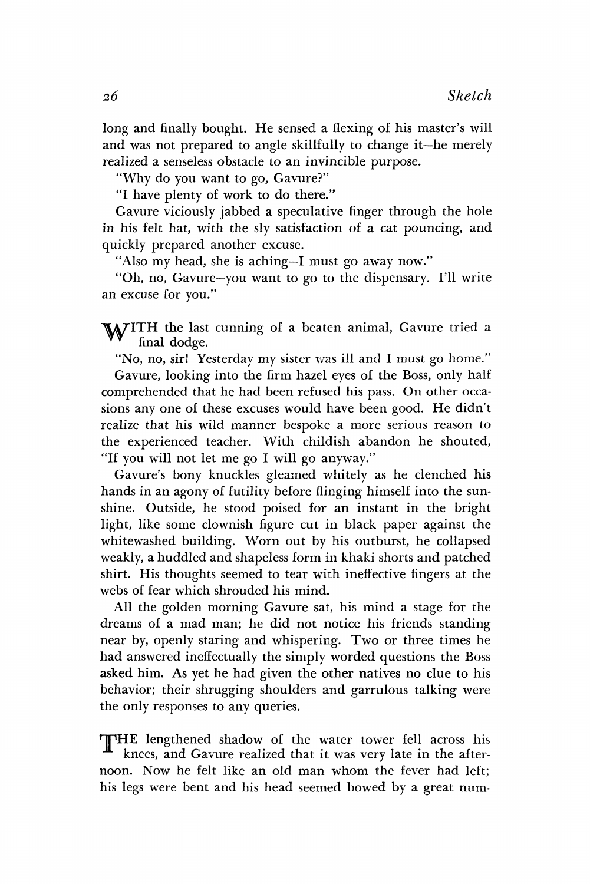long and finally bought. He sensed a flexing of his master's will and was not prepared to angle skillfully to change it—he merely realized a senseless obstacle to an invincible purpose.

"Why do you want to go, Gavure?"

"I have plenty of work to do there."

Gavure viciously jabbed a speculative finger through the hole in his felt hat, with the sly satisfaction of a cat pouncing, and quickly prepared another excuse.

"Also my head, she is aching—I must go away now."

"Oh, no, Gavure—you want to go to the dispensary. I'll write an excuse for you."

WITH the last cunning of a beaten animal, Gavure tried a final dodge.

"No, no, sir! Yesterday my sister was ill and I must go home."

Gavure, looking into the firm hazel eyes of the Boss, only half comprehended that he had been refused his pass. On other occasions any one of these excuses would have been good. He didn't realize that his wild manner bespoke a more serious reason to the experienced teacher. With childish abandon he shouted, "If you will not let me go I will go anyway."

Gavure's bony knuckles gleamed whitely as he clenched his hands in an agony of futility before flinging himself into the sunshine. Outside, he stood poised for an instant in the bright light, like some clownish figure cut in black paper against the whitewashed building. Worn out by his outburst, he collapsed weakly, a huddled and shapeless form in khaki shorts and patched shirt. His thoughts seemed to tear with ineffective fingers at the webs of fear which shrouded his mind.

All the golden morning Gavure sat, his mind a stage for the dreams of a mad man; he did not notice his friends standing near by, openly staring and whispering. Two or three times he had answered ineffectually the simply worded questions the Boss asked him. As yet he had given the other natives no clue to his behavior; their shrugging shoulders and garrulous talking were the only responses to any queries.

THE lengthened shadow of the water tower fell across his knees, and Gavure realized that it was very late in the afternoon. Now he felt like an old man whom the fever had left; his legs were bent and his head seemed bowed by a great num-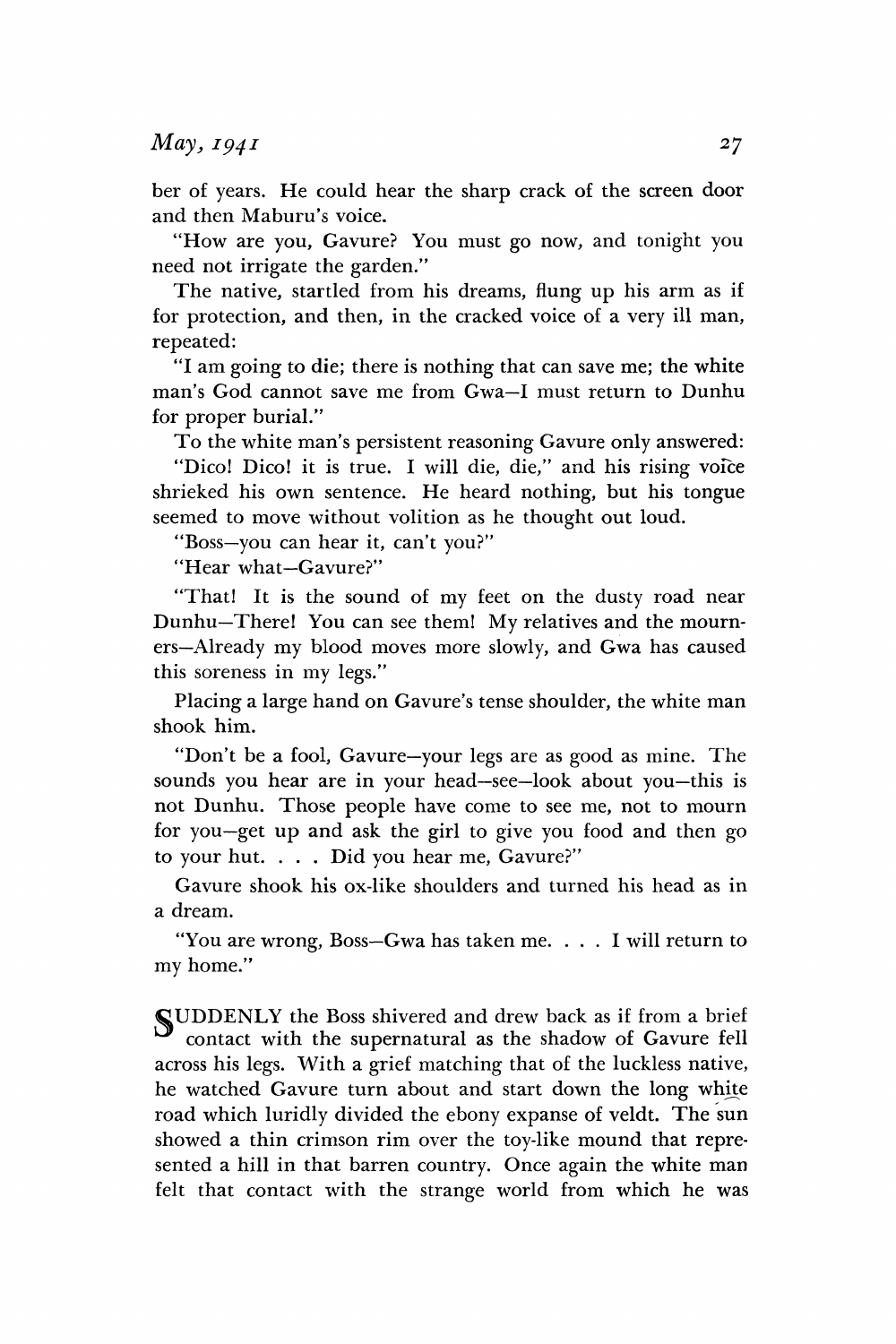ber of years. He could hear the sharp crack of the screen door and then Maburu's voice.

"How are you, Gavure? You must go now, and tonight you need not irrigate the garden."

The native, startled from his dreams, flung up his arm as if for protection, and then, in the cracked voice of a very ill man, repeated:

"I am going to die; there is nothing that can save me; the white man's God cannot save me from Gwa—I must return to Dunhu for proper burial."

To the white man's persistent reasoning Gavure only answered:

"Dico! Dico! it is true. I will die, die," and his rising voice shrieked his own sentence. He heard nothing, but his tongue seemed to move without volition as he thought out loud.

"Boss—you can hear it, can't you?"

"Hear what—Gavure?"

"That! It is the sound of my feet on the dusty road near Dunhu—There! You can see them! My relatives and the mourners—Already my blood moves more slowly, and Gwa has caused this soreness in my legs."

Placing a large hand on Gavure's tense shoulder, the white man shook him.

"Don't be a fool, Gavure—your legs are as good as mine. The sounds you hear are in your head—see—look about you—this is not Dunhu. Those people have come to see me, not to mourn for you—get up and ask the girl to give you food and then go to your hut. . . . Did you hear me, Gavure?"

Gavure shook his ox-like shoulders and turned his head as in a dream.

"You are wrong, Boss—Gwa has taken me. . . . I will return to my home."

SUDDENLY the Boss shivered and drew back as if from a brief contact with the supernatural as the shadow of Gavure fell across his legs. With a grief matching that of the luckless native, he watched Gavure turn about and start down the long white road which luridly divided the ebony expanse of veldt. The sun showed a thin crimson rim over the toy-like mound that represented a hill in that barren country. Once again the white man felt that contact with the strange world from which he was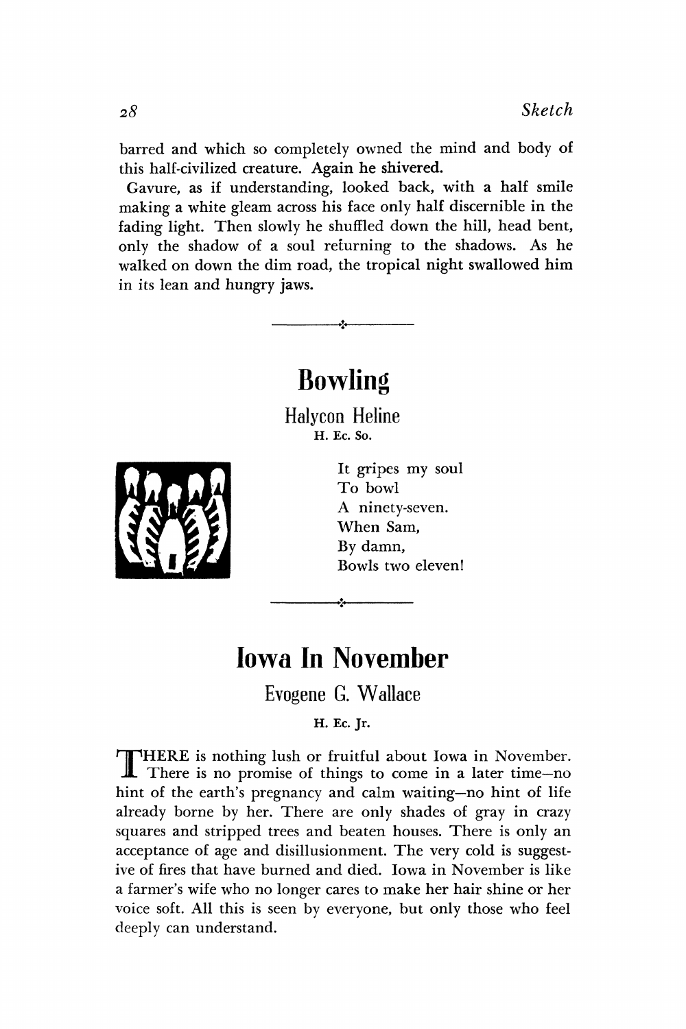barred and which so completely owned the mind and body of this half-civilized creature. Again he shivered.

Gavure, as if understanding, looked back, with a half smile making a white gleam across his face only half discernible in the fading light. Then slowly he shuffled down the hill, head bent, only the shadow of a soul returning to the shadows. As he walked on down the dim road, the tropical night swallowed him in its lean and hungry jaws.

---

# Bowling

Halycon Heline

H. Ec. So.

It gripes my soul
To bowl
A ninety-seven.
When Sam,
By damn,
Bowls two eleven!

---

# Iowa In November

Evogene G. Wallace

H. Ec. Jr.

THERE is nothing lush or fruitful about Iowa in November. There is no promise of things to come in a later time—no hint of the earth's pregnancy and calm waiting—no hint of life already borne by her. There are only shades of gray in crazy squares and stripped trees and beaten houses. There is only an acceptance of age and disillusionment. The very cold is suggestive of fires that have burned and died. Iowa in November is like a farmer's wife who no longer cares to make her hair shine or her voice soft. All this is seen by everyone, but only those who feel deeply can understand.